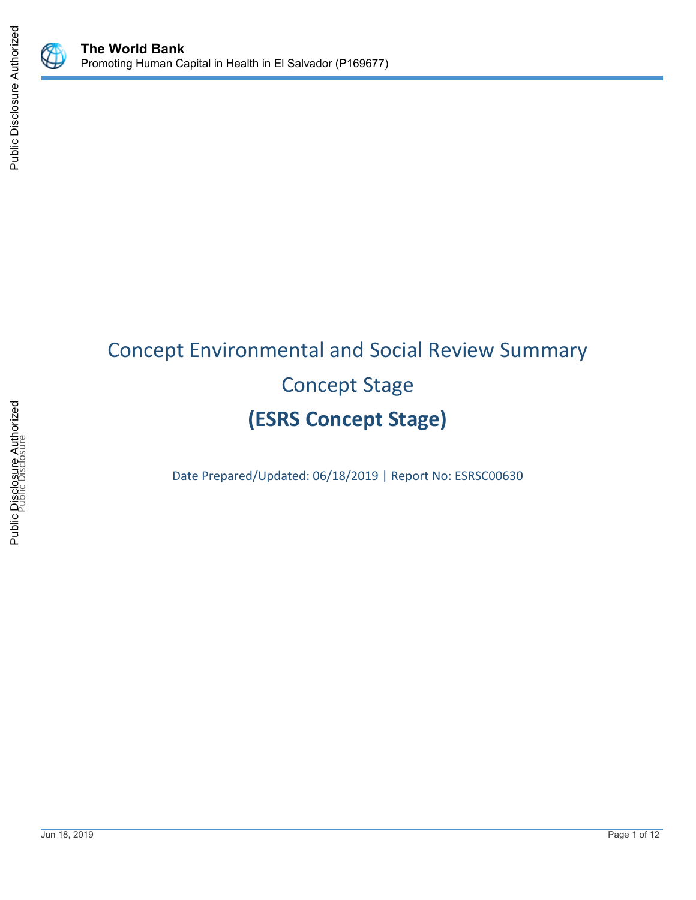# Concept Environmental and Social Review Summary

## Concept Stage

## (ESRS Concept Stage)

Date Prepared/Updated: 06/18/2019 | Report No: ESRSC00630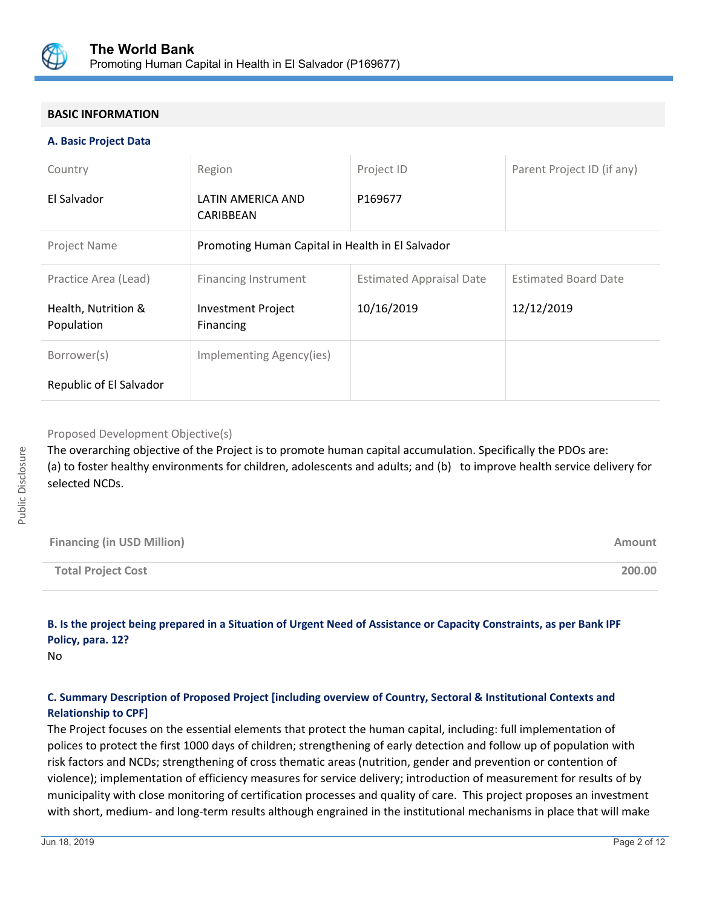## BASIC INFORMATION

### A. Basic Project Data

| Country | Region | Project ID | Parent Project ID (if any) |
|---|---|---|---|
| El Salvador | LATIN AMERICA AND CARIBBEAN | P169677 | |
| Project Name | Promoting Human Capital in Health in El Salvador | | |
| Practice Area (Lead) | Financing Instrument | Estimated Appraisal Date | Estimated Board Date |
| Health, Nutrition & Population | Investment Project Financing | 10/16/2019 | 12/12/2019 |
| Borrower(s) | Implementing Agency(ies) | | |
| Republic of El Salvador | | | |

Proposed Development Objective(s)

The overarching objective of the Project is to promote human capital accumulation. Specifically the PDOs are: (a) to foster healthy environments for children, adolescents and adults; and (b) to improve health service delivery for selected NCDs.

| Financing (in USD Million) | Amount |
|---|---|
| Total Project Cost | 200.00 |

### B. Is the project being prepared in a Situation of Urgent Need of Assistance or Capacity Constraints, as per Bank IPF Policy, para. 12?

No

### C. Summary Description of Proposed Project [including overview of Country, Sectoral & Institutional Contexts and Relationship to CPF]

The Project focuses on the essential elements that protect the human capital, including: full implementation of polices to protect the first 1000 days of children; strengthening of early detection and follow up of population with risk factors and NCDs; strengthening of cross thematic areas (nutrition, gender and prevention or contention of violence); implementation of efficiency measures for service delivery; introduction of measurement for results of by municipality with close monitoring of certification processes and quality of care. This project proposes an investment with short, medium- and long-term results although engrained in the institutional mechanisms in place that will make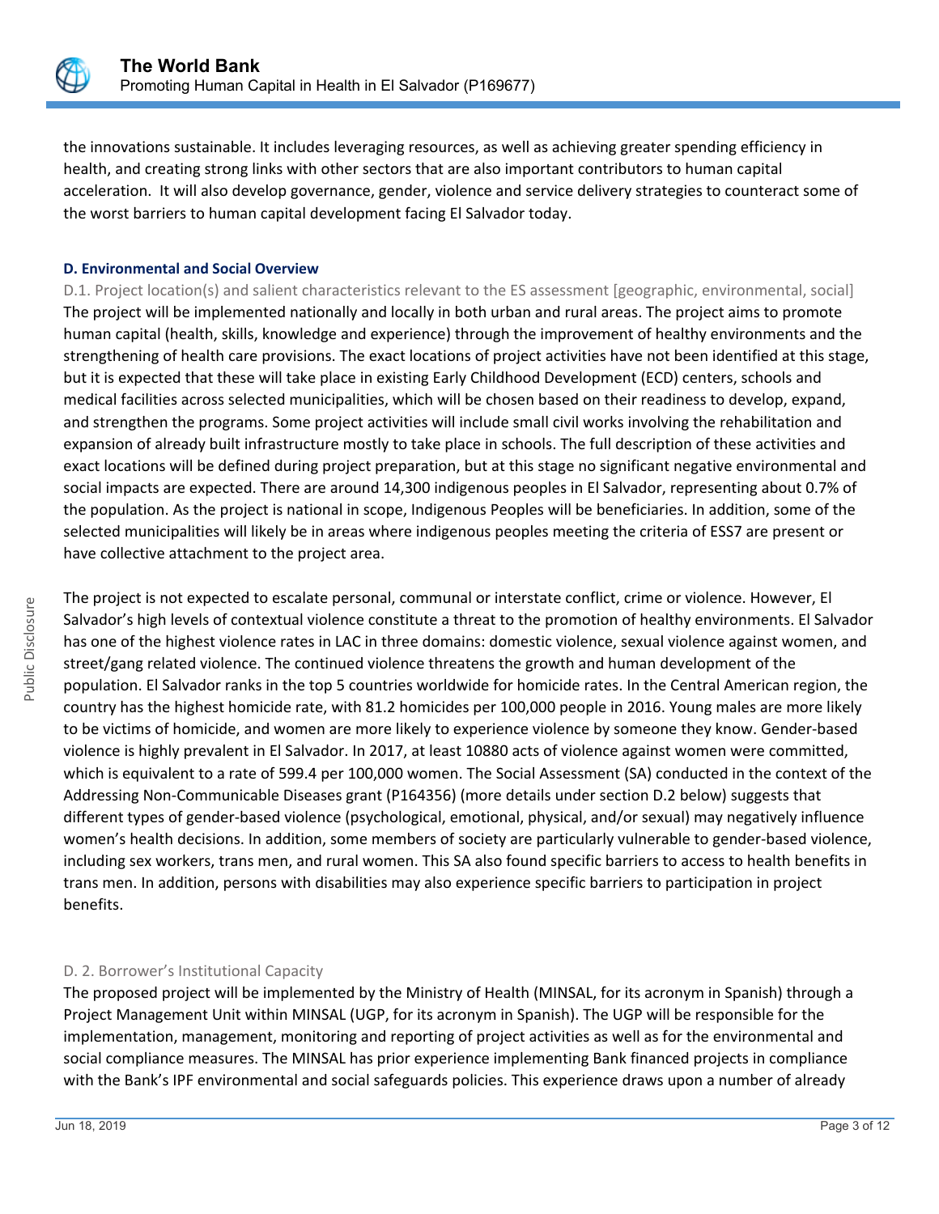the innovations sustainable. It includes leveraging resources, as well as achieving greater spending efficiency in health, and creating strong links with other sectors that are also important contributors to human capital acceleration. It will also develop governance, gender, violence and service delivery strategies to counteract some of the worst barriers to human capital development facing El Salvador today.

### D. Environmental and Social Overview

D.1. Project location(s) and salient characteristics relevant to the ES assessment [geographic, environmental, social]

The project will be implemented nationally and locally in both urban and rural areas. The project aims to promote human capital (health, skills, knowledge and experience) through the improvement of healthy environments and the strengthening of health care provisions. The exact locations of project activities have not been identified at this stage, but it is expected that these will take place in existing Early Childhood Development (ECD) centers, schools and medical facilities across selected municipalities, which will be chosen based on their readiness to develop, expand, and strengthen the programs. Some project activities will include small civil works involving the rehabilitation and expansion of already built infrastructure mostly to take place in schools. The full description of these activities and exact locations will be defined during project preparation, but at this stage no significant negative environmental and social impacts are expected. There are around 14,300 indigenous peoples in El Salvador, representing about 0.7% of the population. As the project is national in scope, Indigenous Peoples will be beneficiaries. In addition, some of the selected municipalities will likely be in areas where indigenous peoples meeting the criteria of ESS7 are present or have collective attachment to the project area.

The project is not expected to escalate personal, communal or interstate conflict, crime or violence. However, El Salvador's high levels of contextual violence constitute a threat to the promotion of healthy environments. El Salvador has one of the highest violence rates in LAC in three domains: domestic violence, sexual violence against women, and street/gang related violence. The continued violence threatens the growth and human development of the population. El Salvador ranks in the top 5 countries worldwide for homicide rates. In the Central American region, the country has the highest homicide rate, with 81.2 homicides per 100,000 people in 2016. Young males are more likely to be victims of homicide, and women are more likely to experience violence by someone they know. Gender-based violence is highly prevalent in El Salvador. In 2017, at least 10880 acts of violence against women were committed, which is equivalent to a rate of 599.4 per 100,000 women. The Social Assessment (SA) conducted in the context of the Addressing Non-Communicable Diseases grant (P164356) (more details under section D.2 below) suggests that different types of gender-based violence (psychological, emotional, physical, and/or sexual) may negatively influence women's health decisions. In addition, some members of society are particularly vulnerable to gender-based violence, including sex workers, trans men, and rural women. This SA also found specific barriers to access to health benefits in trans men. In addition, persons with disabilities may also experience specific barriers to participation in project benefits.

D. 2. Borrower's Institutional Capacity

The proposed project will be implemented by the Ministry of Health (MINSAL, for its acronym in Spanish) through a Project Management Unit within MINSAL (UGP, for its acronym in Spanish). The UGP will be responsible for the implementation, management, monitoring and reporting of project activities as well as for the environmental and social compliance measures. The MINSAL has prior experience implementing Bank financed projects in compliance with the Bank's IPF environmental and social safeguards policies. This experience draws upon a number of already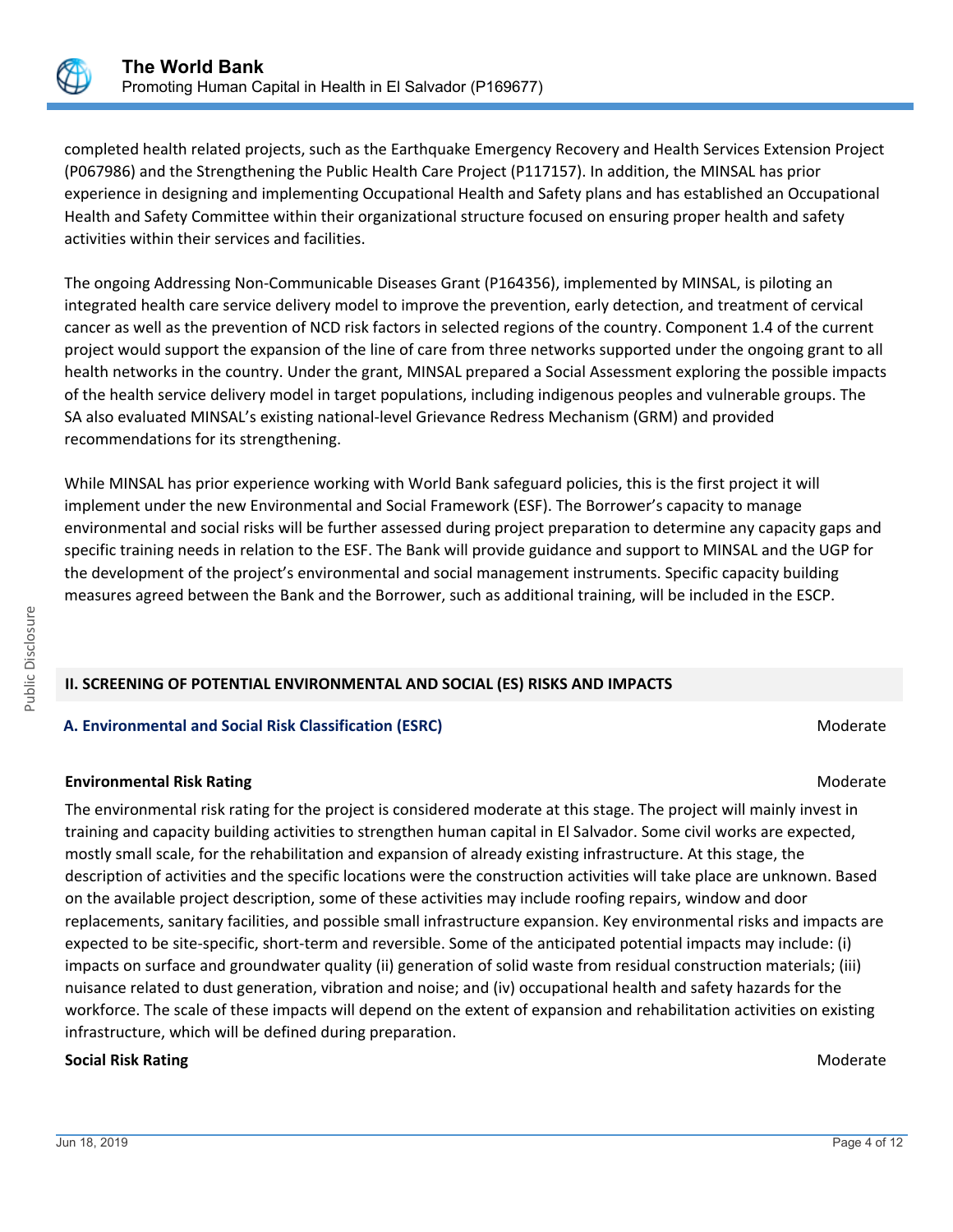completed health related projects, such as the Earthquake Emergency Recovery and Health Services Extension Project (P067986) and the Strengthening the Public Health Care Project (P117157). In addition, the MINSAL has prior experience in designing and implementing Occupational Health and Safety plans and has established an Occupational Health and Safety Committee within their organizational structure focused on ensuring proper health and safety activities within their services and facilities.

The ongoing Addressing Non-Communicable Diseases Grant (P164356), implemented by MINSAL, is piloting an integrated health care service delivery model to improve the prevention, early detection, and treatment of cervical cancer as well as the prevention of NCD risk factors in selected regions of the country. Component 1.4 of the current project would support the expansion of the line of care from three networks supported under the ongoing grant to all health networks in the country. Under the grant, MINSAL prepared a Social Assessment exploring the possible impacts of the health service delivery model in target populations, including indigenous peoples and vulnerable groups. The SA also evaluated MINSAL's existing national-level Grievance Redress Mechanism (GRM) and provided recommendations for its strengthening.

While MINSAL has prior experience working with World Bank safeguard policies, this is the first project it will implement under the new Environmental and Social Framework (ESF). The Borrower's capacity to manage environmental and social risks will be further assessed during project preparation to determine any capacity gaps and specific training needs in relation to the ESF. The Bank will provide guidance and support to MINSAL and the UGP for the development of the project's environmental and social management instruments. Specific capacity building measures agreed between the Bank and the Borrower, such as additional training, will be included in the ESCP.

## II. SCREENING OF POTENTIAL ENVIRONMENTAL AND SOCIAL (ES) RISKS AND IMPACTS

### A. Environmental and Social Risk Classification (ESRC) — Moderate

**Environmental Risk Rating** — Moderate

The environmental risk rating for the project is considered moderate at this stage. The project will mainly invest in training and capacity building activities to strengthen human capital in El Salvador. Some civil works are expected, mostly small scale, for the rehabilitation and expansion of already existing infrastructure. At this stage, the description of activities and the specific locations were the construction activities will take place are unknown. Based on the available project description, some of these activities may include roofing repairs, window and door replacements, sanitary facilities, and possible small infrastructure expansion. Key environmental risks and impacts are expected to be site-specific, short-term and reversible. Some of the anticipated potential impacts may include: (i) impacts on surface and groundwater quality (ii) generation of solid waste from residual construction materials; (iii) nuisance related to dust generation, vibration and noise; and (iv) occupational health and safety hazards for the workforce. The scale of these impacts will depend on the extent of expansion and rehabilitation activities on existing infrastructure, which will be defined during preparation.

**Social Risk Rating** — Moderate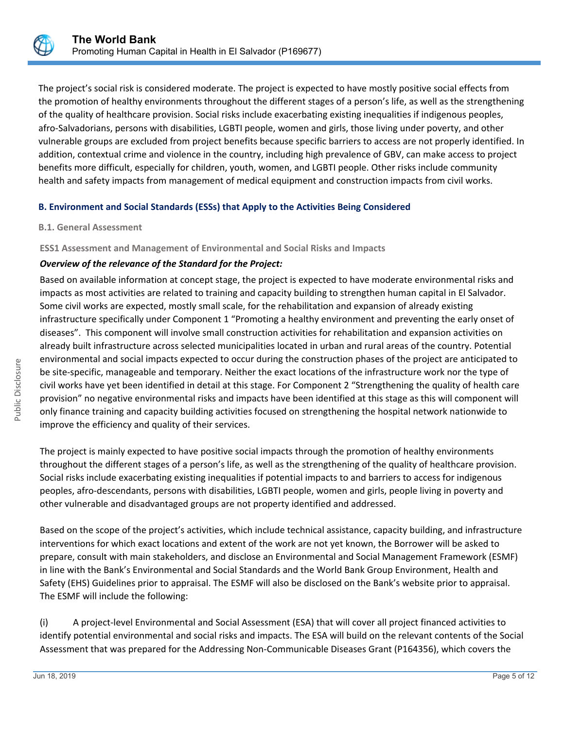The project's social risk is considered moderate. The project is expected to have mostly positive social effects from the promotion of healthy environments throughout the different stages of a person's life, as well as the strengthening of the quality of healthcare provision. Social risks include exacerbating existing inequalities if indigenous peoples, afro-Salvadorians, persons with disabilities, LGBTI people, women and girls, those living under poverty, and other vulnerable groups are excluded from project benefits because specific barriers to access are not properly identified. In addition, contextual crime and violence in the country, including high prevalence of GBV, can make access to project benefits more difficult, especially for children, youth, women, and LGBTI people. Other risks include community health and safety impacts from management of medical equipment and construction impacts from civil works.

## B. Environment and Social Standards (ESSs) that Apply to the Activities Being Considered

### B.1. General Assessment

#### ESS1 Assessment and Management of Environmental and Social Risks and Impacts

***Overview of the relevance of the Standard for the Project:***

Based on available information at concept stage, the project is expected to have moderate environmental risks and impacts as most activities are related to training and capacity building to strengthen human capital in El Salvador. Some civil works are expected, mostly small scale, for the rehabilitation and expansion of already existing infrastructure specifically under Component 1 "Promoting a healthy environment and preventing the early onset of diseases". This component will involve small construction activities for rehabilitation and expansion activities on already built infrastructure across selected municipalities located in urban and rural areas of the country. Potential environmental and social impacts expected to occur during the construction phases of the project are anticipated to be site-specific, manageable and temporary. Neither the exact locations of the infrastructure work nor the type of civil works have yet been identified in detail at this stage. For Component 2 "Strengthening the quality of health care provision" no negative environmental risks and impacts have been identified at this stage as this will component will only finance training and capacity building activities focused on strengthening the hospital network nationwide to improve the efficiency and quality of their services.

The project is mainly expected to have positive social impacts through the promotion of healthy environments throughout the different stages of a person's life, as well as the strengthening of the quality of healthcare provision. Social risks include exacerbating existing inequalities if potential impacts to and barriers to access for indigenous peoples, afro-descendants, persons with disabilities, LGBTI people, women and girls, people living in poverty and other vulnerable and disadvantaged groups are not property identified and addressed.

Based on the scope of the project's activities, which include technical assistance, capacity building, and infrastructure interventions for which exact locations and extent of the work are not yet known, the Borrower will be asked to prepare, consult with main stakeholders, and disclose an Environmental and Social Management Framework (ESMF) in line with the Bank's Environmental and Social Standards and the World Bank Group Environment, Health and Safety (EHS) Guidelines prior to appraisal. The ESMF will also be disclosed on the Bank's website prior to appraisal. The ESMF will include the following:

(i) A project-level Environmental and Social Assessment (ESA) that will cover all project financed activities to identify potential environmental and social risks and impacts. The ESA will build on the relevant contents of the Social Assessment that was prepared for the Addressing Non-Communicable Diseases Grant (P164356), which covers the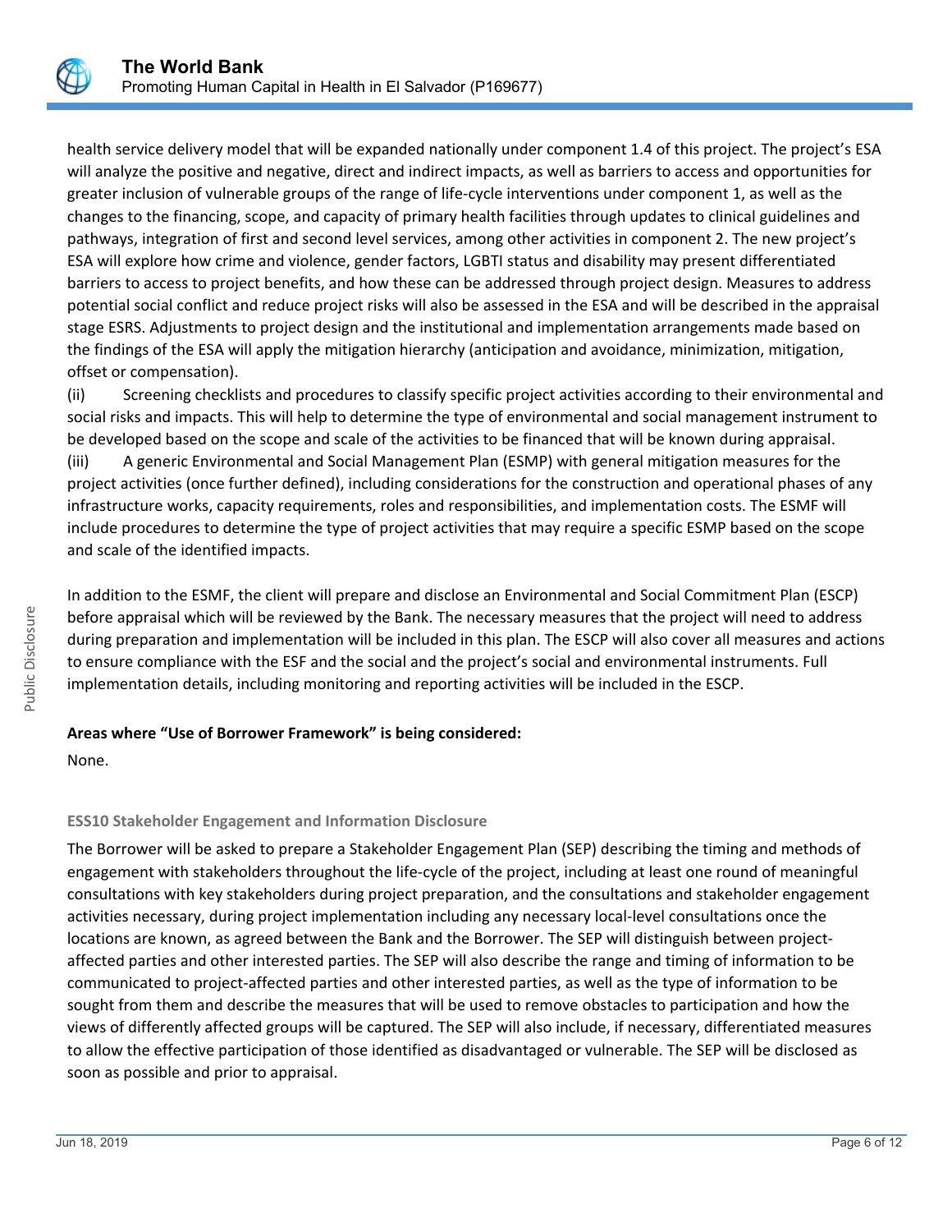health service delivery model that will be expanded nationally under component 1.4 of this project. The project's ESA will analyze the positive and negative, direct and indirect impacts, as well as barriers to access and opportunities for greater inclusion of vulnerable groups of the range of life-cycle interventions under component 1, as well as the changes to the financing, scope, and capacity of primary health facilities through updates to clinical guidelines and pathways, integration of first and second level services, among other activities in component 2. The new project's ESA will explore how crime and violence, gender factors, LGBTI status and disability may present differentiated barriers to access to project benefits, and how these can be addressed through project design. Measures to address potential social conflict and reduce project risks will also be assessed in the ESA and will be described in the appraisal stage ESRS. Adjustments to project design and the institutional and implementation arrangements made based on the findings of the ESA will apply the mitigation hierarchy (anticipation and avoidance, minimization, mitigation, offset or compensation).

(ii) Screening checklists and procedures to classify specific project activities according to their environmental and social risks and impacts. This will help to determine the type of environmental and social management instrument to be developed based on the scope and scale of the activities to be financed that will be known during appraisal.

(iii) A generic Environmental and Social Management Plan (ESMP) with general mitigation measures for the project activities (once further defined), including considerations for the construction and operational phases of any infrastructure works, capacity requirements, roles and responsibilities, and implementation costs. The ESMF will include procedures to determine the type of project activities that may require a specific ESMP based on the scope and scale of the identified impacts.

In addition to the ESMF, the client will prepare and disclose an Environmental and Social Commitment Plan (ESCP) before appraisal which will be reviewed by the Bank. The necessary measures that the project will need to address during preparation and implementation will be included in this plan. The ESCP will also cover all measures and actions to ensure compliance with the ESF and the social and the project's social and environmental instruments. Full implementation details, including monitoring and reporting activities will be included in the ESCP.

**Areas where "Use of Borrower Framework" is being considered:**

None.

### ESS10 Stakeholder Engagement and Information Disclosure

The Borrower will be asked to prepare a Stakeholder Engagement Plan (SEP) describing the timing and methods of engagement with stakeholders throughout the life-cycle of the project, including at least one round of meaningful consultations with key stakeholders during project preparation, and the consultations and stakeholder engagement activities necessary, during project implementation including any necessary local-level consultations once the locations are known, as agreed between the Bank and the Borrower. The SEP will distinguish between project-affected parties and other interested parties. The SEP will also describe the range and timing of information to be communicated to project-affected parties and other interested parties, as well as the type of information to be sought from them and describe the measures that will be used to remove obstacles to participation and how the views of differently affected groups will be captured. The SEP will also include, if necessary, differentiated measures to allow the effective participation of those identified as disadvantaged or vulnerable. The SEP will be disclosed as soon as possible and prior to appraisal.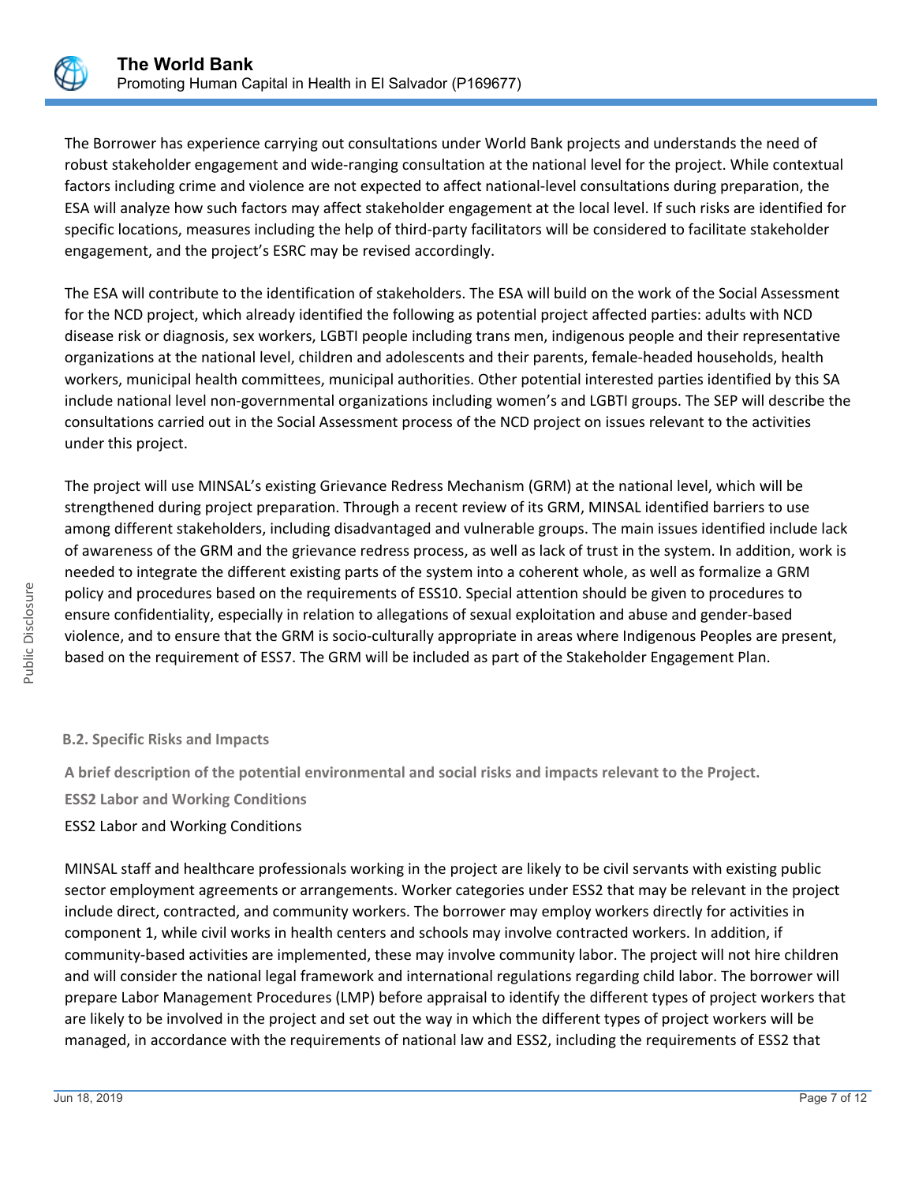The Borrower has experience carrying out consultations under World Bank projects and understands the need of robust stakeholder engagement and wide-ranging consultation at the national level for the project. While contextual factors including crime and violence are not expected to affect national-level consultations during preparation, the ESA will analyze how such factors may affect stakeholder engagement at the local level. If such risks are identified for specific locations, measures including the help of third-party facilitators will be considered to facilitate stakeholder engagement, and the project's ESRC may be revised accordingly.

The ESA will contribute to the identification of stakeholders. The ESA will build on the work of the Social Assessment for the NCD project, which already identified the following as potential project affected parties: adults with NCD disease risk or diagnosis, sex workers, LGBTI people including trans men, indigenous people and their representative organizations at the national level, children and adolescents and their parents, female-headed households, health workers, municipal health committees, municipal authorities. Other potential interested parties identified by this SA include national level non-governmental organizations including women's and LGBTI groups. The SEP will describe the consultations carried out in the Social Assessment process of the NCD project on issues relevant to the activities under this project.

The project will use MINSAL's existing Grievance Redress Mechanism (GRM) at the national level, which will be strengthened during project preparation. Through a recent review of its GRM, MINSAL identified barriers to use among different stakeholders, including disadvantaged and vulnerable groups. The main issues identified include lack of awareness of the GRM and the grievance redress process, as well as lack of trust in the system. In addition, work is needed to integrate the different existing parts of the system into a coherent whole, as well as formalize a GRM policy and procedures based on the requirements of ESS10. Special attention should be given to procedures to ensure confidentiality, especially in relation to allegations of sexual exploitation and abuse and gender-based violence, and to ensure that the GRM is socio-culturally appropriate in areas where Indigenous Peoples are present, based on the requirement of ESS7. The GRM will be included as part of the Stakeholder Engagement Plan.

## B.2. Specific Risks and Impacts

**A brief description of the potential environmental and social risks and impacts relevant to the Project.**

**ESS2 Labor and Working Conditions**

ESS2 Labor and Working Conditions

MINSAL staff and healthcare professionals working in the project are likely to be civil servants with existing public sector employment agreements or arrangements. Worker categories under ESS2 that may be relevant in the project include direct, contracted, and community workers. The borrower may employ workers directly for activities in component 1, while civil works in health centers and schools may involve contracted workers. In addition, if community-based activities are implemented, these may involve community labor. The project will not hire children and will consider the national legal framework and international regulations regarding child labor. The borrower will prepare Labor Management Procedures (LMP) before appraisal to identify the different types of project workers that are likely to be involved in the project and set out the way in which the different types of project workers will be managed, in accordance with the requirements of national law and ESS2, including the requirements of ESS2 that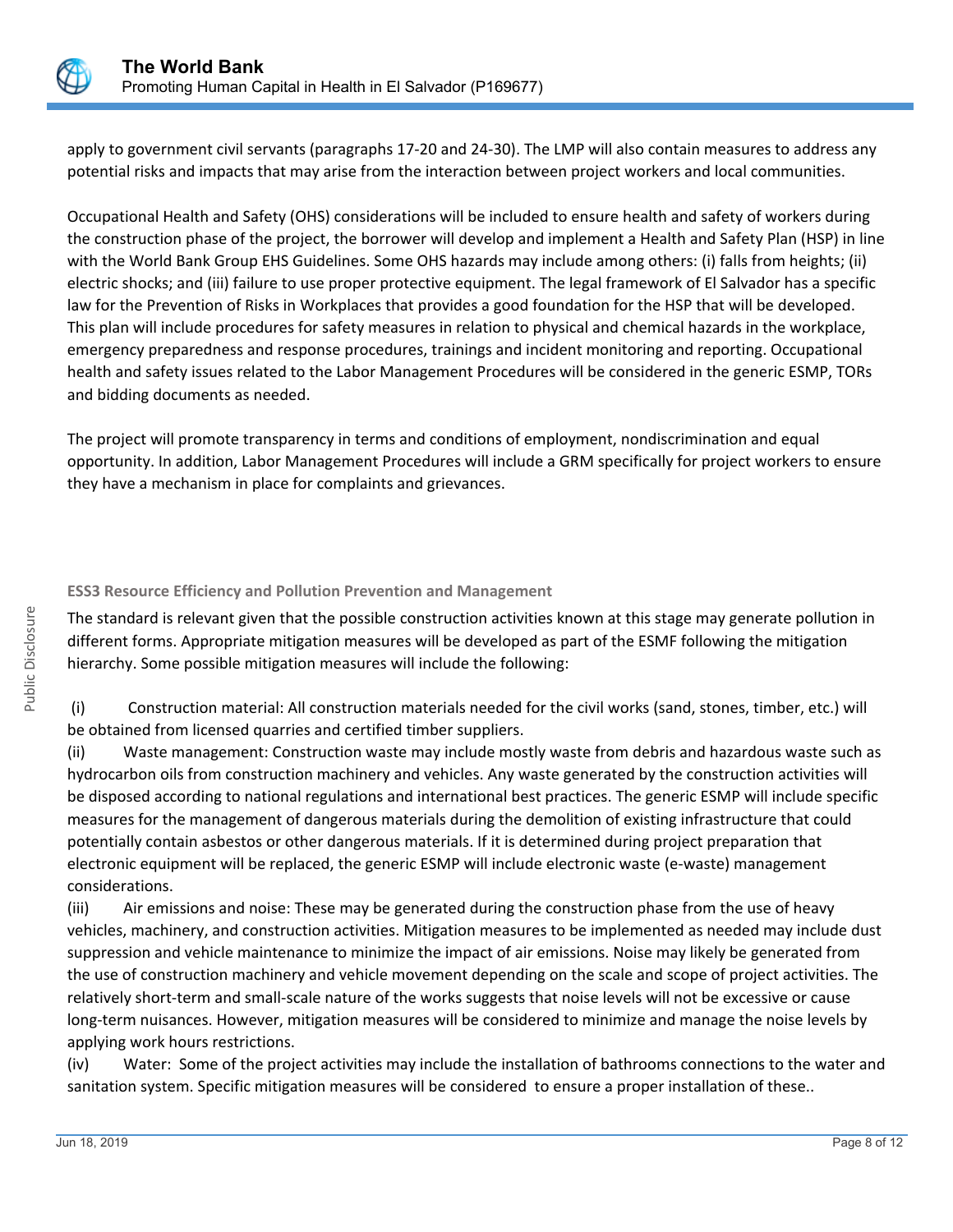apply to government civil servants (paragraphs 17-20 and 24-30). The LMP will also contain measures to address any potential risks and impacts that may arise from the interaction between project workers and local communities.

Occupational Health and Safety (OHS) considerations will be included to ensure health and safety of workers during the construction phase of the project, the borrower will develop and implement a Health and Safety Plan (HSP) in line with the World Bank Group EHS Guidelines. Some OHS hazards may include among others: (i) falls from heights; (ii) electric shocks; and (iii) failure to use proper protective equipment. The legal framework of El Salvador has a specific law for the Prevention of Risks in Workplaces that provides a good foundation for the HSP that will be developed. This plan will include procedures for safety measures in relation to physical and chemical hazards in the workplace, emergency preparedness and response procedures, trainings and incident monitoring and reporting. Occupational health and safety issues related to the Labor Management Procedures will be considered in the generic ESMP, TORs and bidding documents as needed.

The project will promote transparency in terms and conditions of employment, nondiscrimination and equal opportunity. In addition, Labor Management Procedures will include a GRM specifically for project workers to ensure they have a mechanism in place for complaints and grievances.

**ESS3 Resource Efficiency and Pollution Prevention and Management**

The standard is relevant given that the possible construction activities known at this stage may generate pollution in different forms. Appropriate mitigation measures will be developed as part of the ESMF following the mitigation hierarchy. Some possible mitigation measures will include the following:

(i) Construction material: All construction materials needed for the civil works (sand, stones, timber, etc.) will be obtained from licensed quarries and certified timber suppliers.
(ii) Waste management: Construction waste may include mostly waste from debris and hazardous waste such as hydrocarbon oils from construction machinery and vehicles. Any waste generated by the construction activities will be disposed according to national regulations and international best practices. The generic ESMP will include specific measures for the management of dangerous materials during the demolition of existing infrastructure that could potentially contain asbestos or other dangerous materials. If it is determined during project preparation that electronic equipment will be replaced, the generic ESMP will include electronic waste (e-waste) management considerations.
(iii) Air emissions and noise: These may be generated during the construction phase from the use of heavy vehicles, machinery, and construction activities. Mitigation measures to be implemented as needed may include dust suppression and vehicle maintenance to minimize the impact of air emissions. Noise may likely be generated from the use of construction machinery and vehicle movement depending on the scale and scope of project activities. The relatively short-term and small-scale nature of the works suggests that noise levels will not be excessive or cause long-term nuisances. However, mitigation measures will be considered to minimize and manage the noise levels by applying work hours restrictions.
(iv) Water: Some of the project activities may include the installation of bathrooms connections to the water and sanitation system. Specific mitigation measures will be considered to ensure a proper installation of these..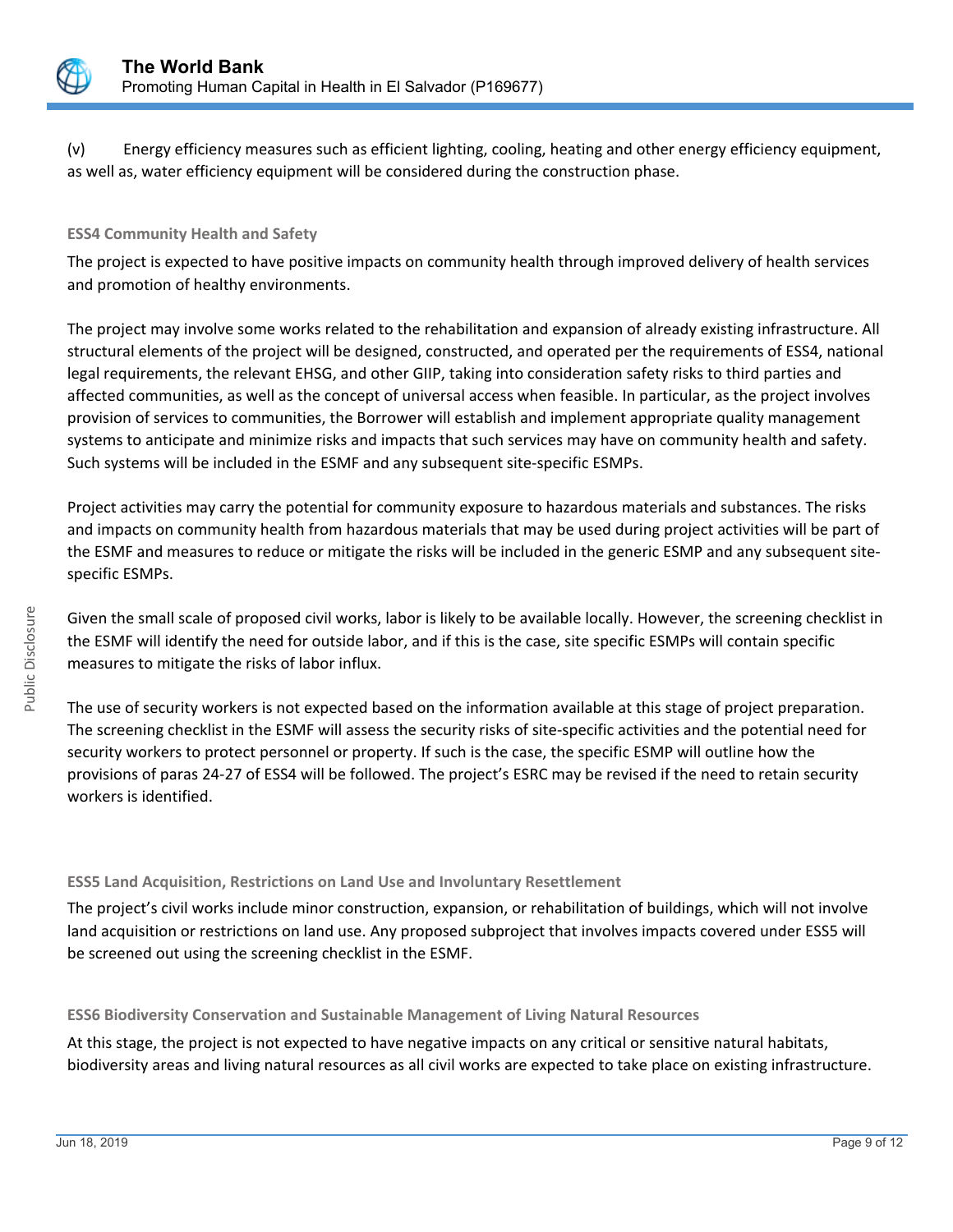(v) Energy efficiency measures such as efficient lighting, cooling, heating and other energy efficiency equipment, as well as, water efficiency equipment will be considered during the construction phase.

### ESS4 Community Health and Safety

The project is expected to have positive impacts on community health through improved delivery of health services and promotion of healthy environments.

The project may involve some works related to the rehabilitation and expansion of already existing infrastructure. All structural elements of the project will be designed, constructed, and operated per the requirements of ESS4, national legal requirements, the relevant EHSG, and other GIIP, taking into consideration safety risks to third parties and affected communities, as well as the concept of universal access when feasible. In particular, as the project involves provision of services to communities, the Borrower will establish and implement appropriate quality management systems to anticipate and minimize risks and impacts that such services may have on community health and safety. Such systems will be included in the ESMF and any subsequent site-specific ESMPs.

Project activities may carry the potential for community exposure to hazardous materials and substances. The risks and impacts on community health from hazardous materials that may be used during project activities will be part of the ESMF and measures to reduce or mitigate the risks will be included in the generic ESMP and any subsequent site-specific ESMPs.

Given the small scale of proposed civil works, labor is likely to be available locally. However, the screening checklist in the ESMF will identify the need for outside labor, and if this is the case, site specific ESMPs will contain specific measures to mitigate the risks of labor influx.

The use of security workers is not expected based on the information available at this stage of project preparation. The screening checklist in the ESMF will assess the security risks of site-specific activities and the potential need for security workers to protect personnel or property. If such is the case, the specific ESMP will outline how the provisions of paras 24-27 of ESS4 will be followed. The project's ESRC may be revised if the need to retain security workers is identified.

### ESS5 Land Acquisition, Restrictions on Land Use and Involuntary Resettlement

The project's civil works include minor construction, expansion, or rehabilitation of buildings, which will not involve land acquisition or restrictions on land use. Any proposed subproject that involves impacts covered under ESS5 will be screened out using the screening checklist in the ESMF.

### ESS6 Biodiversity Conservation and Sustainable Management of Living Natural Resources

At this stage, the project is not expected to have negative impacts on any critical or sensitive natural habitats, biodiversity areas and living natural resources as all civil works are expected to take place on existing infrastructure.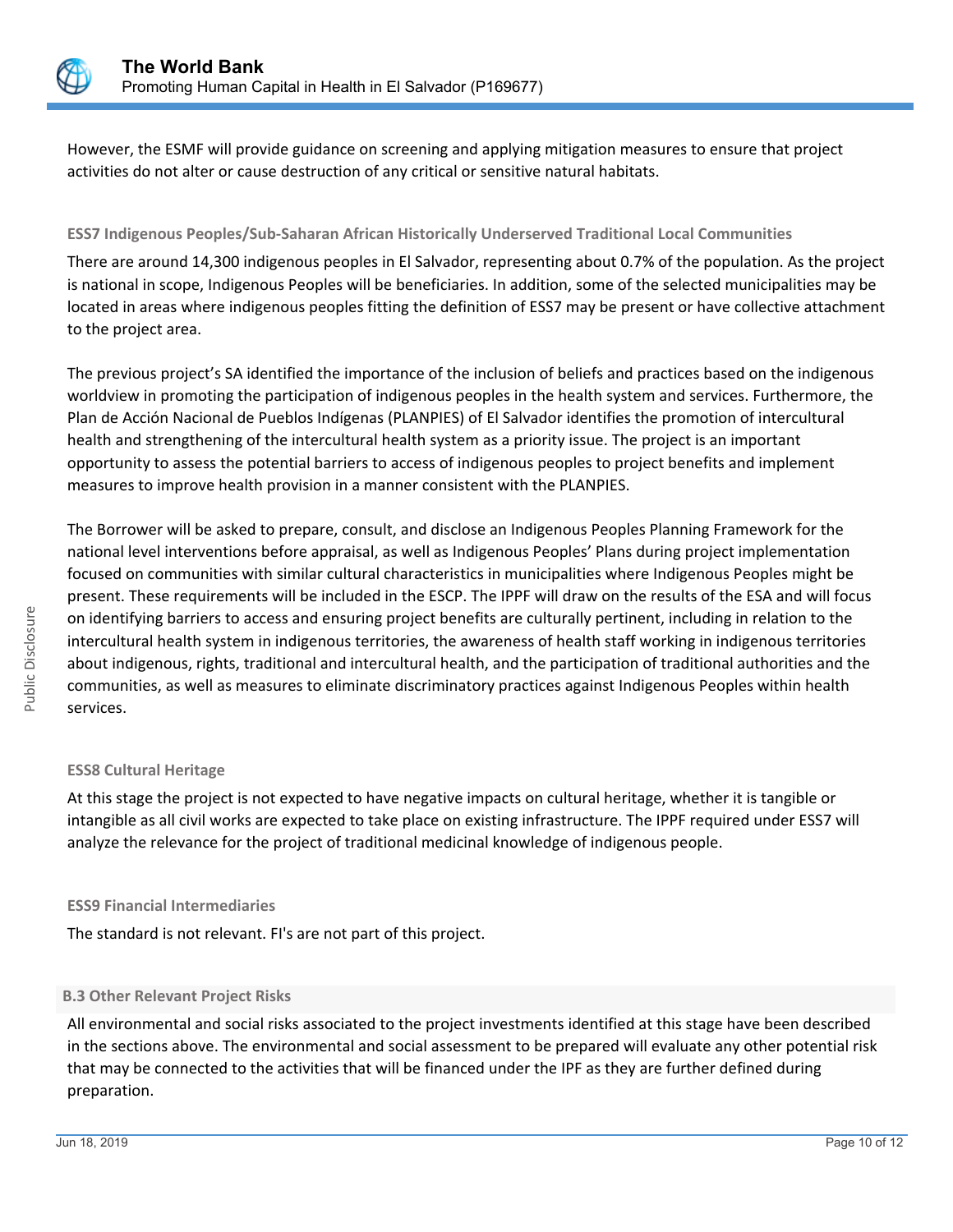However, the ESMF will provide guidance on screening and applying mitigation measures to ensure that project activities do not alter or cause destruction of any critical or sensitive natural habitats.

### ESS7 Indigenous Peoples/Sub-Saharan African Historically Underserved Traditional Local Communities

There are around 14,300 indigenous peoples in El Salvador, representing about 0.7% of the population. As the project is national in scope, Indigenous Peoples will be beneficiaries. In addition, some of the selected municipalities may be located in areas where indigenous peoples fitting the definition of ESS7 may be present or have collective attachment to the project area.

The previous project's SA identified the importance of the inclusion of beliefs and practices based on the indigenous worldview in promoting the participation of indigenous peoples in the health system and services. Furthermore, the Plan de Acción Nacional de Pueblos Indígenas (PLANPIES) of El Salvador identifies the promotion of intercultural health and strengthening of the intercultural health system as a priority issue. The project is an important opportunity to assess the potential barriers to access of indigenous peoples to project benefits and implement measures to improve health provision in a manner consistent with the PLANPIES.

The Borrower will be asked to prepare, consult, and disclose an Indigenous Peoples Planning Framework for the national level interventions before appraisal, as well as Indigenous Peoples' Plans during project implementation focused on communities with similar cultural characteristics in municipalities where Indigenous Peoples might be present. These requirements will be included in the ESCP. The IPPF will draw on the results of the ESA and will focus on identifying barriers to access and ensuring project benefits are culturally pertinent, including in relation to the intercultural health system in indigenous territories, the awareness of health staff working in indigenous territories about indigenous, rights, traditional and intercultural health, and the participation of traditional authorities and the communities, as well as measures to eliminate discriminatory practices against Indigenous Peoples within health services.

### ESS8 Cultural Heritage

At this stage the project is not expected to have negative impacts on cultural heritage, whether it is tangible or intangible as all civil works are expected to take place on existing infrastructure. The IPPF required under ESS7 will analyze the relevance for the project of traditional medicinal knowledge of indigenous people.

### ESS9 Financial Intermediaries

The standard is not relevant. FI's are not part of this project.

## B.3 Other Relevant Project Risks

All environmental and social risks associated to the project investments identified at this stage have been described in the sections above. The environmental and social assessment to be prepared will evaluate any other potential risk that may be connected to the activities that will be financed under the IPF as they are further defined during preparation.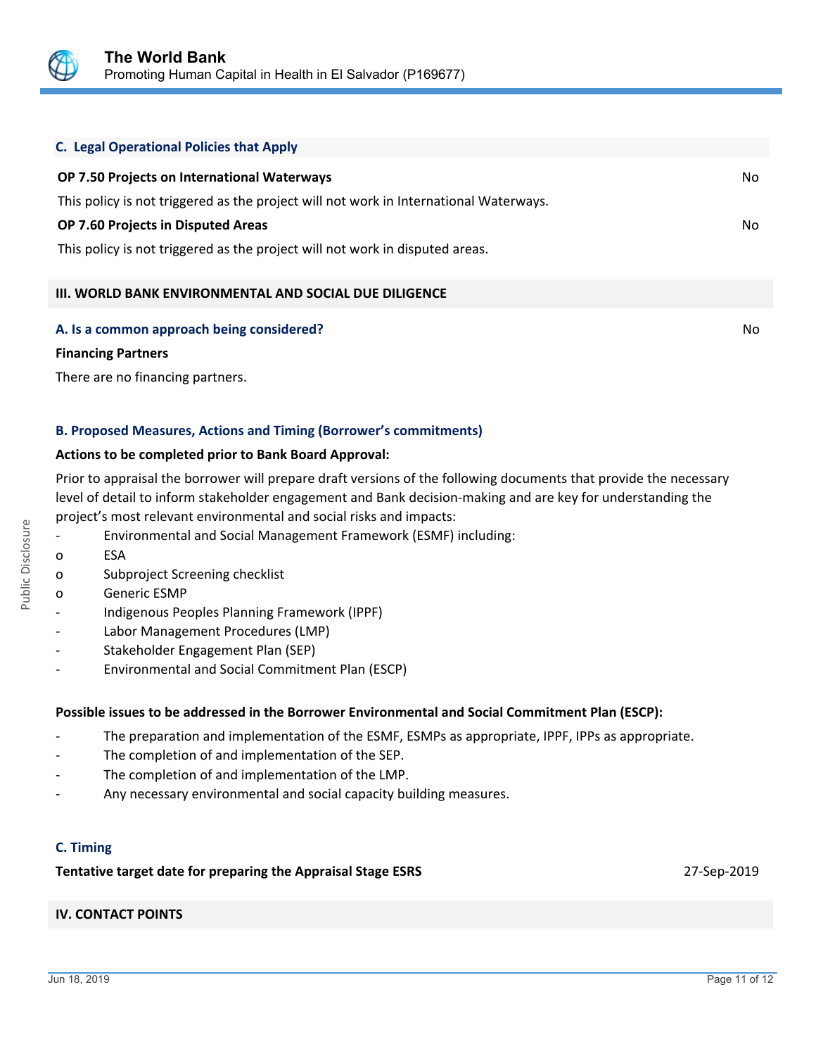### C. Legal Operational Policies that Apply

**OP 7.50 Projects on International Waterways** No

This policy is not triggered as the project will not work in International Waterways.

**OP 7.60 Projects in Disputed Areas** No

This policy is not triggered as the project will not work in disputed areas.

## III. WORLD BANK ENVIRONMENTAL AND SOCIAL DUE DILIGENCE

### A. Is a common approach being considered? No

**Financing Partners**

There are no financing partners.

### B. Proposed Measures, Actions and Timing (Borrower's commitments)

**Actions to be completed prior to Bank Board Approval:**

Prior to appraisal the borrower will prepare draft versions of the following documents that provide the necessary level of detail to inform stakeholder engagement and Bank decision-making and are key for understanding the project's most relevant environmental and social risks and impacts:

- Environmental and Social Management Framework (ESMF) including:
  - ESA
  - Subproject Screening checklist
  - Generic ESMP
- Indigenous Peoples Planning Framework (IPPF)
- Labor Management Procedures (LMP)
- Stakeholder Engagement Plan (SEP)
- Environmental and Social Commitment Plan (ESCP)

**Possible issues to be addressed in the Borrower Environmental and Social Commitment Plan (ESCP):**

- The preparation and implementation of the ESMF, ESMPs as appropriate, IPPF, IPPs as appropriate.
- The completion of and implementation of the SEP.
- The completion of and implementation of the LMP.
- Any necessary environmental and social capacity building measures.

### C. Timing

**Tentative target date for preparing the Appraisal Stage ESRS** 27-Sep-2019

## IV. CONTACT POINTS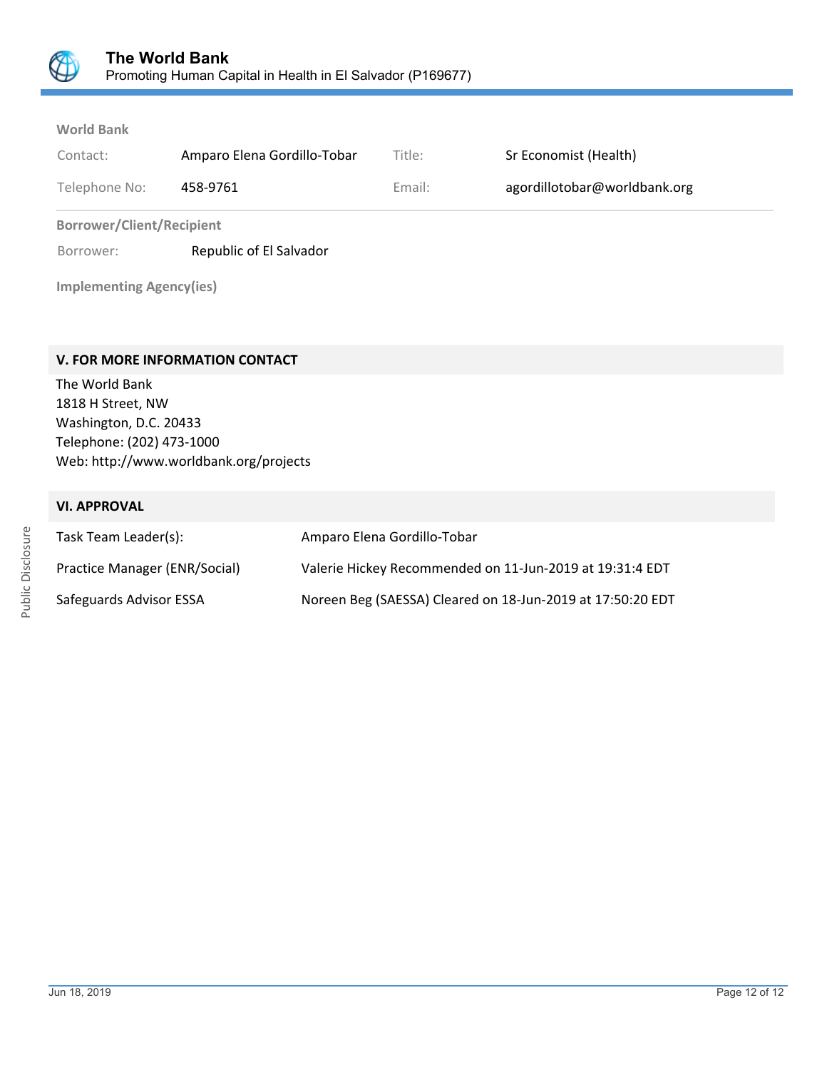**World Bank**

| | | | |
|---|---|---|---|
| Contact: | Amparo Elena Gordillo-Tobar | Title: | Sr Economist (Health) |
| Telephone No: | 458-9761 | Email: | agordillotobar@worldbank.org |

**Borrower/Client/Recipient**

| | |
|---|---|
| Borrower: | Republic of El Salvador |

**Implementing Agency(ies)**

## V. FOR MORE INFORMATION CONTACT

The World Bank
1818 H Street, NW
Washington, D.C. 20433
Telephone: (202) 473-1000
Web: http://www.worldbank.org/projects

## VI. APPROVAL

| | |
|---|---|
| Task Team Leader(s): | Amparo Elena Gordillo-Tobar |
| Practice Manager (ENR/Social) | Valerie Hickey Recommended on 11-Jun-2019 at 19:31:4 EDT |
| Safeguards Advisor ESSA | Noreen Beg (SAESSA) Cleared on 18-Jun-2019 at 17:50:20 EDT |